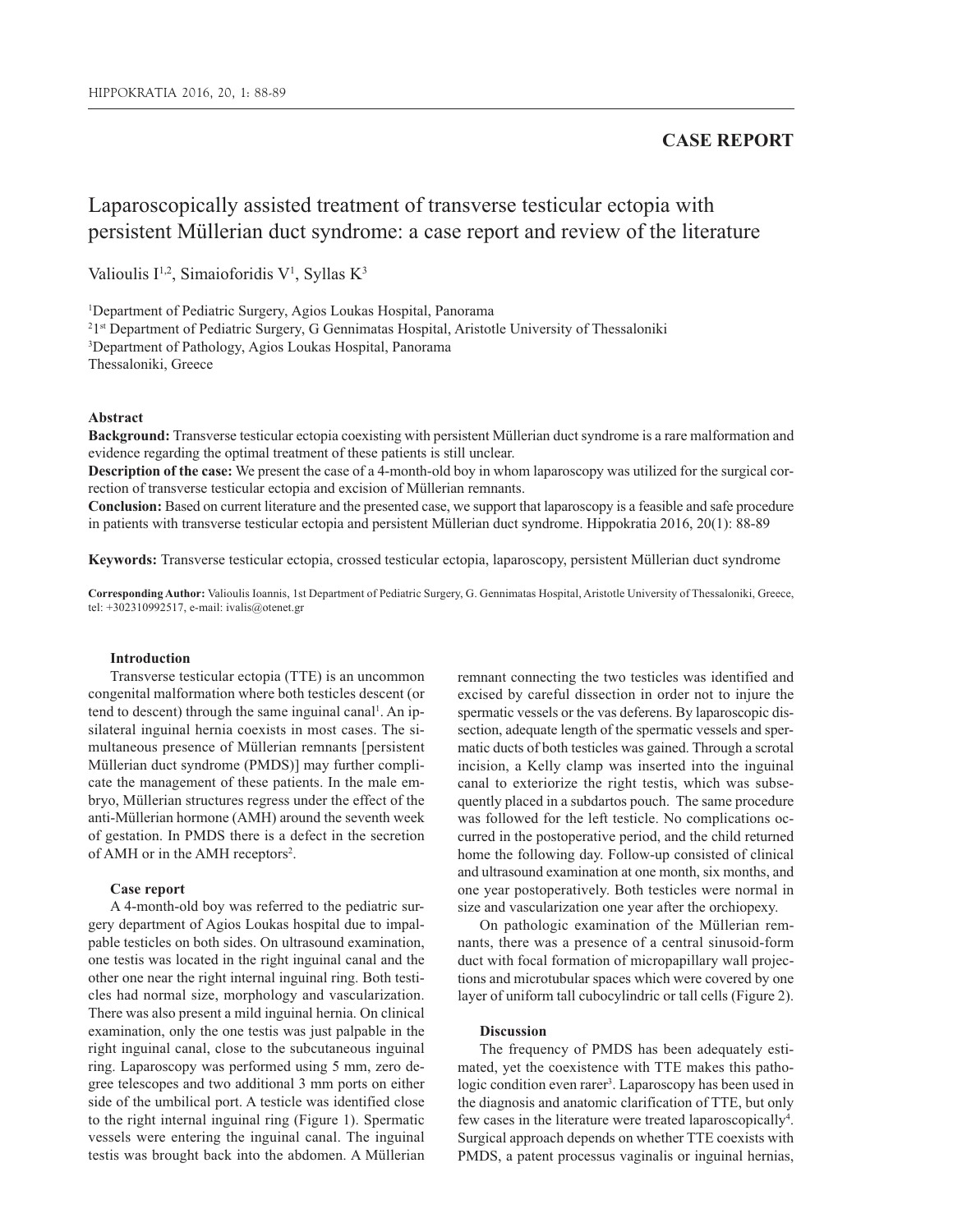## CASE REPORT

# Laparoscopically assisted treatment of transverse testicular ectopia with persistent Müllerian duct syndrome: a case report and review of the literature

Valioulis I[1,2], Simaioforidis V[1], Syllas K[3]

[1]Department of Pediatric Surgery, Agios Loukas Hospital, Panorama
[2]1st Department of Pediatric Surgery, G Gennimatas Hospital, Aristotle University of Thessaloniki
[3]Department of Pathology, Agios Loukas Hospital, Panorama
Thessaloniki, Greece

### Abstract

**Background:** Transverse testicular ectopia coexisting with persistent Müllerian duct syndrome is a rare malformation and evidence regarding the optimal treatment of these patients is still unclear.

**Description of the case:** We present the case of a 4-month-old boy in whom laparoscopy was utilized for the surgical correction of transverse testicular ectopia and excision of Müllerian remnants.

**Conclusion:** Based on current literature and the presented case, we support that laparoscopy is a feasible and safe procedure in patients with transverse testicular ectopia and persistent Müllerian duct syndrome. Hippokratia 2016, 20(1): 88-89

**Keywords:** Transverse testicular ectopia, crossed testicular ectopia, laparoscopy, persistent Müllerian duct syndrome

**Corresponding Author:** Valioulis Ioannis, 1st Department of Pediatric Surgery, G. Gennimatas Hospital, Aristotle University of Thessaloniki, Greece, tel: +302310992517, e-mail: ivalis@otenet.gr

### Introduction

Transverse testicular ectopia (TTE) is an uncommon congenital malformation where both testicles descent (or tend to descent) through the same inguinal canal[1]. An ipsilateral inguinal hernia coexists in most cases. The simultaneous presence of Müllerian remnants [persistent Müllerian duct syndrome (PMDS)] may further complicate the management of these patients. In the male embryo, Müllerian structures regress under the effect of the anti-Müllerian hormone (AMH) around the seventh week of gestation. In PMDS there is a defect in the secretion of AMH or in the AMH receptors[2].

### Case report

A 4-month-old boy was referred to the pediatric surgery department of Agios Loukas hospital due to impalpable testicles on both sides. On ultrasound examination, one testis was located in the right inguinal canal and the other one near the right internal inguinal ring. Both testicles had normal size, morphology and vascularization. There was also present a mild inguinal hernia. On clinical examination, only the one testis was just palpable in the right inguinal canal, close to the subcutaneous inguinal ring. Laparoscopy was performed using 5 mm, zero degree telescopes and two additional 3 mm ports on either side of the umbilical port. A testicle was identified close to the right internal inguinal ring (Figure 1). Spermatic vessels were entering the inguinal canal. The inguinal testis was brought back into the abdomen. A Müllerian remnant connecting the two testicles was identified and excised by careful dissection in order not to injure the spermatic vessels or the vas deferens. By laparoscopic dissection, adequate length of the spermatic vessels and spermatic ducts of both testicles was gained. Through a scrotal incision, a Kelly clamp was inserted into the inguinal canal to exteriorize the right testis, which was subsequently placed in a subdartos pouch. The same procedure was followed for the left testicle. No complications occurred in the postoperative period, and the child returned home the following day. Follow-up consisted of clinical and ultrasound examination at one month, six months, and one year postoperatively. Both testicles were normal in size and vascularization one year after the orchiopexy.

On pathologic examination of the Müllerian remnants, there was a presence of a central sinusoid-form duct with focal formation of micropapillary wall projections and microtubular spaces which were covered by one layer of uniform tall cubocylindric or tall cells (Figure 2).

### Discussion

The frequency of PMDS has been adequately estimated, yet the coexistence with TTE makes this pathologic condition even rarer[3]. Laparoscopy has been used in the diagnosis and anatomic clarification of TTE, but only few cases in the literature were treated laparoscopically[4]. Surgical approach depends on whether TTE coexists with PMDS, a patent processus vaginalis or inguinal hernias,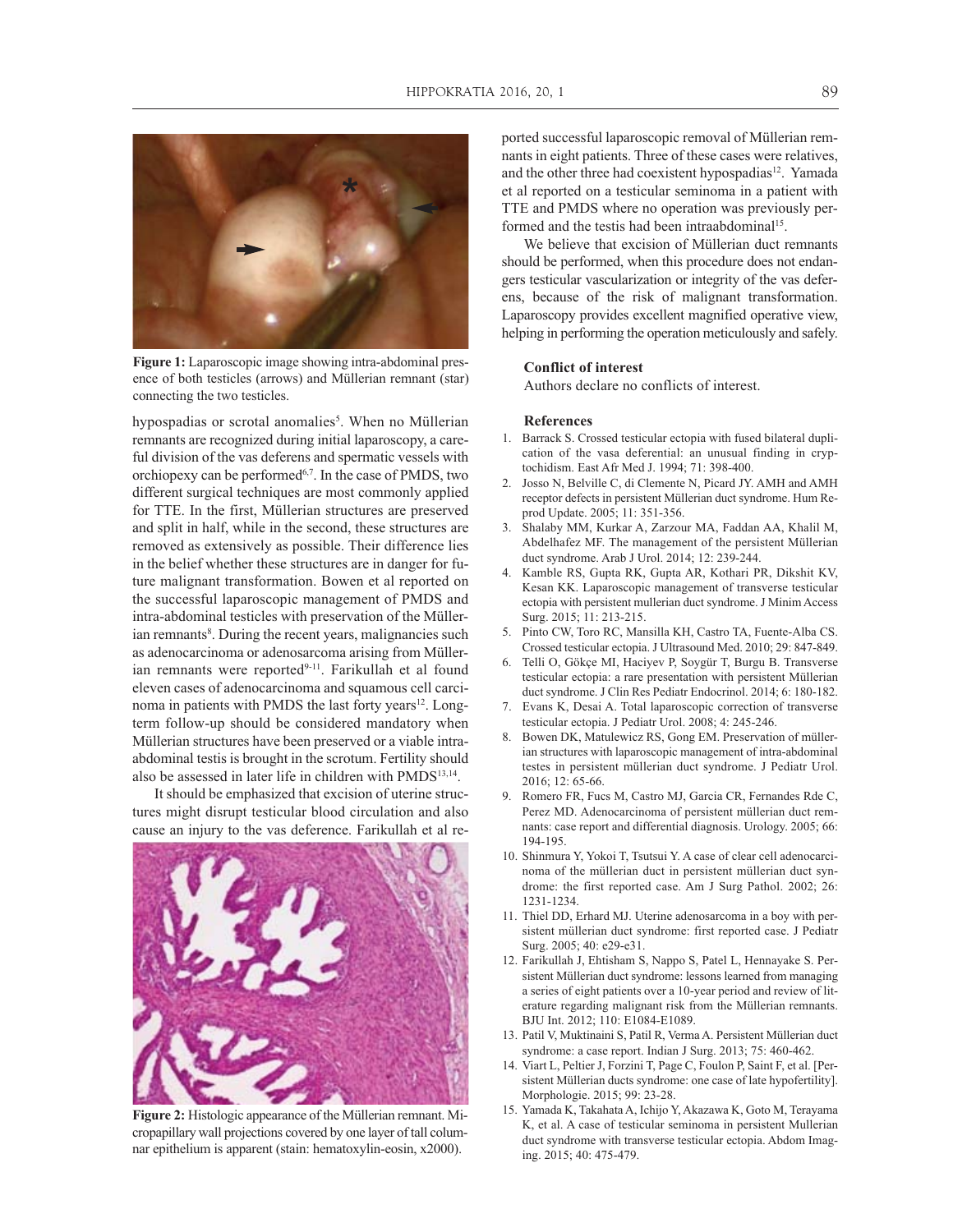**Figure 1:** Laparoscopic image showing intra-abdominal presence of both testicles (arrows) and Müllerian remnant (star) connecting the two testicles.

hypospadias or scrotal anomalies[5]. When no Müllerian remnants are recognized during initial laparoscopy, a careful division of the vas deferens and spermatic vessels with orchiopexy can be performed[6,7]. In the case of PMDS, two different surgical techniques are most commonly applied for TTE. In the first, Müllerian structures are preserved and split in half, while in the second, these structures are removed as extensively as possible. Their difference lies in the belief whether these structures are in danger for future malignant transformation. Bowen et al reported on the successful laparoscopic management of PMDS and intra-abdominal testicles with preservation of the Müllerian remnants[8]. During the recent years, malignancies such as adenocarcinoma or adenosarcoma arising from Müllerian remnants were reported[9-11]. Farikullah et al found eleven cases of adenocarcinoma and squamous cell carcinoma in patients with PMDS the last forty years[12]. Long-term follow-up should be considered mandatory when Müllerian structures have been preserved or a viable intra-abdominal testis is brought in the scrotum. Fertility should also be assessed in later life in children with PMDS[13,14].

It should be emphasized that excision of uterine structures might disrupt testicular blood circulation and also cause an injury to the vas deference. Farikullah et al reported successful laparoscopic removal of Müllerian remnants in eight patients. Three of these cases were relatives, and the other three had coexistent hypospadias[12]. Yamada et al reported on a testicular seminoma in a patient with TTE and PMDS where no operation was previously performed and the testis had been intraabdominal[15].

We believe that excision of Müllerian duct remnants should be performed, when this procedure does not endangers testicular vascularization or integrity of the vas deferens, because of the risk of malignant transformation. Laparoscopy provides excellent magnified operative view, helping in performing the operation meticulously and safely.

**Figure 2:** Histologic appearance of the Müllerian remnant. Micropapillary wall projections covered by one layer of tall columnar epithelium is apparent (stain: hematoxylin-eosin, x2000).

### Conflict of interest

Authors declare no conflicts of interest.

### References

1. Barrack S. Crossed testicular ectopia with fused bilateral duplication of the vasa deferential: an unusual finding in cryptochidism. East Afr Med J. 1994; 71: 398-400.
2. Josso N, Belville C, di Clemente N, Picard JY. AMH and AMH receptor defects in persistent Müllerian duct syndrome. Hum Reprod Update. 2005; 11: 351-356.
3. Shalaby MM, Kurkar A, Zarzour MA, Faddan AA, Khalil M, Abdelhafez MF. The management of the persistent Müllerian duct syndrome. Arab J Urol. 2014; 12: 239-244.
4. Kamble RS, Gupta RK, Gupta AR, Kothari PR, Dikshit KV, Kesan KK. Laparoscopic management of transverse testicular ectopia with persistent mullerian duct syndrome. J Minim Access Surg. 2015; 11: 213-215.
5. Pinto CW, Toro RC, Mansilla KH, Castro TA, Fuente-Alba CS. Crossed testicular ectopia. J Ultrasound Med. 2010; 29: 847-849.
6. Telli O, Gökçe MI, Haciyev P, Soygür T, Burgu B. Transverse testicular ectopia: a rare presentation with persistent Müllerian duct syndrome. J Clin Res Pediatr Endocrinol. 2014; 6: 180-182.
7. Evans K, Desai A. Total laparoscopic correction of transverse testicular ectopia. J Pediatr Urol. 2008; 4: 245-246.
8. Bowen DK, Matulewicz RS, Gong EM. Preservation of müllerian structures with laparoscopic management of intra-abdominal testes in persistent müllerian duct syndrome. J Pediatr Urol. 2016; 12: 65-66.
9. Romero FR, Fucs M, Castro MJ, Garcia CR, Fernandes Rde C, Perez MD. Adenocarcinoma of persistent müllerian duct remnants: case report and differential diagnosis. Urology. 2005; 66: 194-195.
10. Shinmura Y, Yokoi T, Tsutsui Y. A case of clear cell adenocarcinoma of the müllerian duct in persistent müllerian duct syndrome: the first reported case. Am J Surg Pathol. 2002; 26: 1231-1234.
11. Thiel DD, Erhard MJ. Uterine adenosarcoma in a boy with persistent müllerian duct syndrome: first reported case. J Pediatr Surg. 2005; 40: e29-e31.
12. Farikullah J, Ehtisham S, Nappo S, Patel L, Hennayake S. Persistent Müllerian duct syndrome: lessons learned from managing a series of eight patients over a 10-year period and review of literature regarding malignant risk from the Müllerian remnants. BJU Int. 2012; 110: E1084-E1089.
13. Patil V, Muktinaini S, Patil R, Verma A. Persistent Müllerian duct syndrome: a case report. Indian J Surg. 2013; 75: 460-462.
14. Viart L, Peltier J, Forzini T, Page C, Foulon P, Saint F, et al. [Persistent Müllerian ducts syndrome: one case of late hypofertility]. Morphologie. 2015; 99: 23-28.
15. Yamada K, Takahata A, Ichijo Y, Akazawa K, Goto M, Terayama K, et al. A case of testicular seminoma in persistent Mullerian duct syndrome with transverse testicular ectopia. Abdom Imaging. 2015; 40: 475-479.